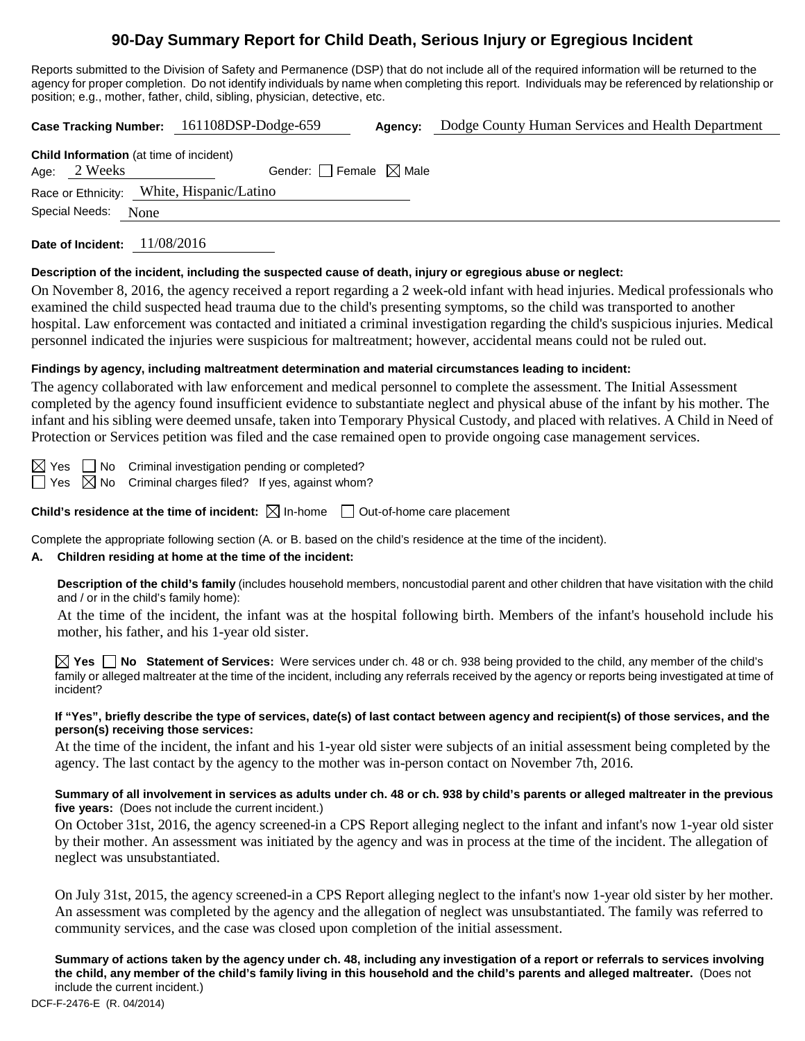# 90-Day Summary Report for Child Death, Serious Injury or Egregious Incident

Reports submitted to the Division of Safety and Permanence (DSP) that do not include all of the required information will be returned to the agency for proper completion. Do not identify individuals by name when completing this report. Individuals may be referenced by relationship or position; e.g., mother, father, child, sibling, physician, detective, etc.

**Case Tracking Number:** 161108DSP-Dodge-659 **Agency:** Dodge County Human Services and Health Department

**Child Information** (at time of incident)

Age: 2 Weeks Gender: ☐ Female ☒ Male

Race or Ethnicity: White, Hispanic/Latino

Special Needs: None

**Date of Incident:** 11/08/2016

**Description of the incident, including the suspected cause of death, injury or egregious abuse or neglect:**

On November 8, 2016, the agency received a report regarding a 2 week-old infant with head injuries. Medical professionals who examined the child suspected head trauma due to the child's presenting symptoms, so the child was transported to another hospital. Law enforcement was contacted and initiated a criminal investigation regarding the child's suspicious injuries. Medical personnel indicated the injuries were suspicious for maltreatment; however, accidental means could not be ruled out.

**Findings by agency, including maltreatment determination and material circumstances leading to incident:**

The agency collaborated with law enforcement and medical personnel to complete the assessment. The Initial Assessment completed by the agency found insufficient evidence to substantiate neglect and physical abuse of the infant by his mother. The infant and his sibling were deemed unsafe, taken into Temporary Physical Custody, and placed with relatives. A Child in Need of Protection or Services petition was filed and the case remained open to provide ongoing case management services.

☒ Yes ☐ No Criminal investigation pending or completed?

☐ Yes ☒ No Criminal charges filed? If yes, against whom?

**Child's residence at the time of incident:** ☒ In-home ☐ Out-of-home care placement

Complete the appropriate following section (A. or B. based on the child's residence at the time of the incident).

**A. Children residing at home at the time of the incident:**

**Description of the child's family** (includes household members, noncustodial parent and other children that have visitation with the child and / or in the child's family home):

At the time of the incident, the infant was at the hospital following birth. Members of the infant's household include his mother, his father, and his 1-year old sister.

☒ **Yes** ☐ **No Statement of Services:** Were services under ch. 48 or ch. 938 being provided to the child, any member of the child's family or alleged maltreater at the time of the incident, including any referrals received by the agency or reports being investigated at time of incident?

**If "Yes", briefly describe the type of services, date(s) of last contact between agency and recipient(s) of those services, and the person(s) receiving those services:**

At the time of the incident, the infant and his 1-year old sister were subjects of an initial assessment being completed by the agency. The last contact by the agency to the mother was in-person contact on November 7th, 2016.

**Summary of all involvement in services as adults under ch. 48 or ch. 938 by child's parents or alleged maltreater in the previous five years:** (Does not include the current incident.)

On October 31st, 2016, the agency screened-in a CPS Report alleging neglect to the infant and infant's now 1-year old sister by their mother. An assessment was initiated by the agency and was in process at the time of the incident. The allegation of neglect was unsubstantiated.

On July 31st, 2015, the agency screened-in a CPS Report alleging neglect to the infant's now 1-year old sister by her mother. An assessment was completed by the agency and the allegation of neglect was unsubstantiated. The family was referred to community services, and the case was closed upon completion of the initial assessment.

**Summary of actions taken by the agency under ch. 48, including any investigation of a report or referrals to services involving the child, any member of the child's family living in this household and the child's parents and alleged maltreater.** (Does not include the current incident.)

DCF-F-2476-E (R. 04/2014)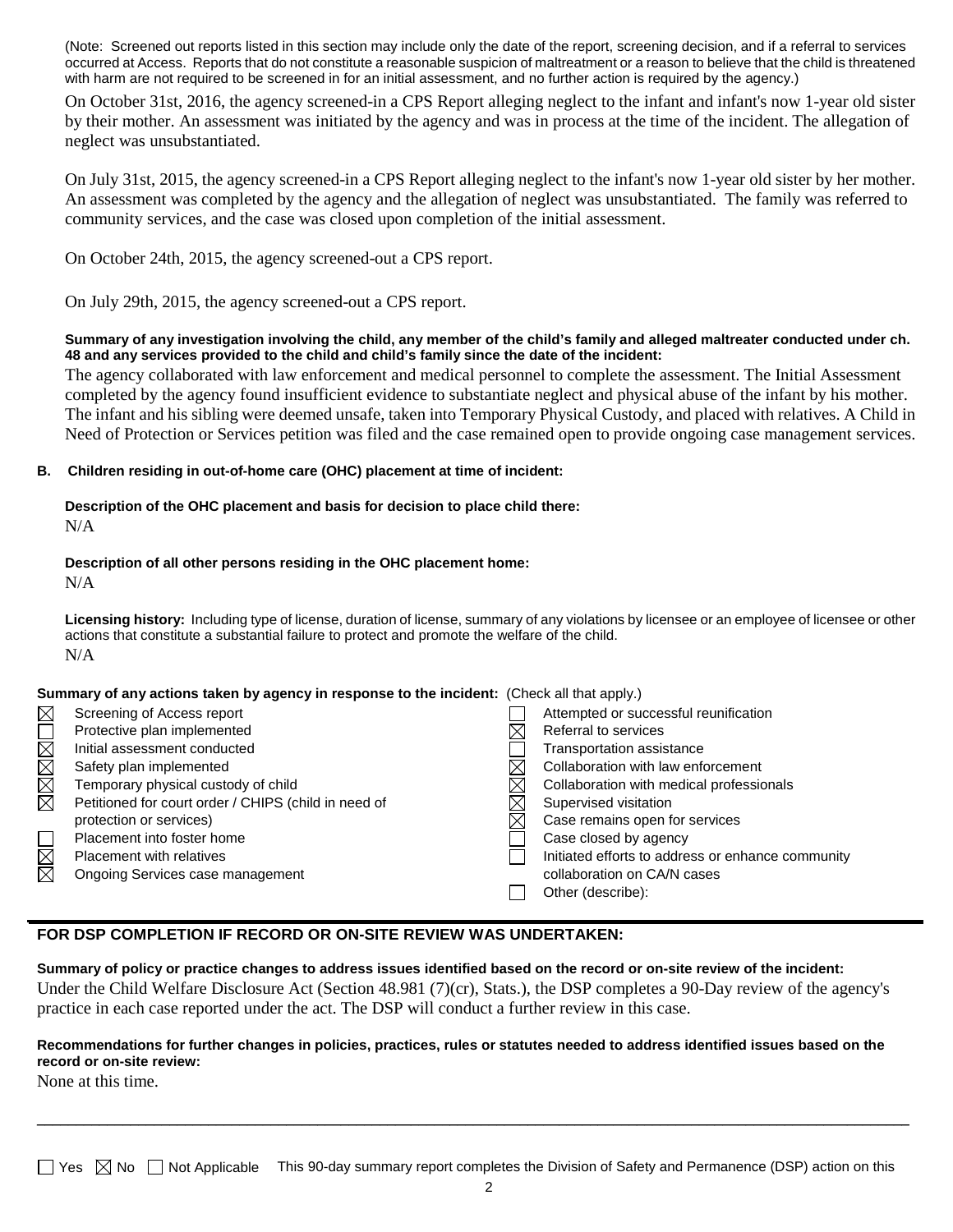(Note: Screened out reports listed in this section may include only the date of the report, screening decision, and if a referral to services occurred at Access. Reports that do not constitute a reasonable suspicion of maltreatment or a reason to believe that the child is threatened with harm are not required to be screened in for an initial assessment, and no further action is required by the agency.)

On October 31st, 2016, the agency screened-in a CPS Report alleging neglect to the infant and infant's now 1-year old sister by their mother. An assessment was initiated by the agency and was in process at the time of the incident. The allegation of neglect was unsubstantiated.

On July 31st, 2015, the agency screened-in a CPS Report alleging neglect to the infant's now 1-year old sister by her mother. An assessment was completed by the agency and the allegation of neglect was unsubstantiated. The family was referred to community services, and the case was closed upon completion of the initial assessment.

On October 24th, 2015, the agency screened-out a CPS report.

On July 29th, 2015, the agency screened-out a CPS report.

**Summary of any investigation involving the child, any member of the child's family and alleged maltreater conducted under ch. 48 and any services provided to the child and child's family since the date of the incident:**

The agency collaborated with law enforcement and medical personnel to complete the assessment. The Initial Assessment completed by the agency found insufficient evidence to substantiate neglect and physical abuse of the infant by his mother. The infant and his sibling were deemed unsafe, taken into Temporary Physical Custody, and placed with relatives. A Child in Need of Protection or Services petition was filed and the case remained open to provide ongoing case management services.

**B. Children residing in out-of-home care (OHC) placement at time of incident:**

**Description of the OHC placement and basis for decision to place child there:**
N/A

**Description of all other persons residing in the OHC placement home:**
N/A

**Licensing history:** Including type of license, duration of license, summary of any violations by licensee or an employee of licensee or other actions that constitute a substantial failure to protect and promote the welfare of the child.
N/A

**Summary of any actions taken by agency in response to the incident:** (Check all that apply.)

- ☒ Screening of Access report
- ☐ Protective plan implemented
- ☒ Initial assessment conducted
- ☒ Safety plan implemented
- ☒ Temporary physical custody of child
- ☒ Petitioned for court order / CHIPS (child in need of protection or services)
- ☐ Placement into foster home
- ☒ Placement with relatives
- ☒ Ongoing Services case management
- ☐ Attempted or successful reunification
- ☒ Referral to services
- ☐ Transportation assistance
- ☒ Collaboration with law enforcement
- ☒ Collaboration with medical professionals
- ☒ Supervised visitation
- ☒ Case remains open for services
- ☐ Case closed by agency
- ☐ Initiated efforts to address or enhance community collaboration on CA/N cases
- ☐ Other (describe):

## FOR DSP COMPLETION IF RECORD OR ON-SITE REVIEW WAS UNDERTAKEN:

**Summary of policy or practice changes to address issues identified based on the record or on-site review of the incident:**

Under the Child Welfare Disclosure Act (Section 48.981 (7)(cr), Stats.), the DSP completes a 90-Day review of the agency's practice in each case reported under the act. The DSP will conduct a further review in this case.

**Recommendations for further changes in policies, practices, rules or statutes needed to address identified issues based on the record or on-site review:**

None at this time.

☐ Yes ☒ No ☐ Not Applicable This 90-day summary report completes the Division of Safety and Permanence (DSP) action on this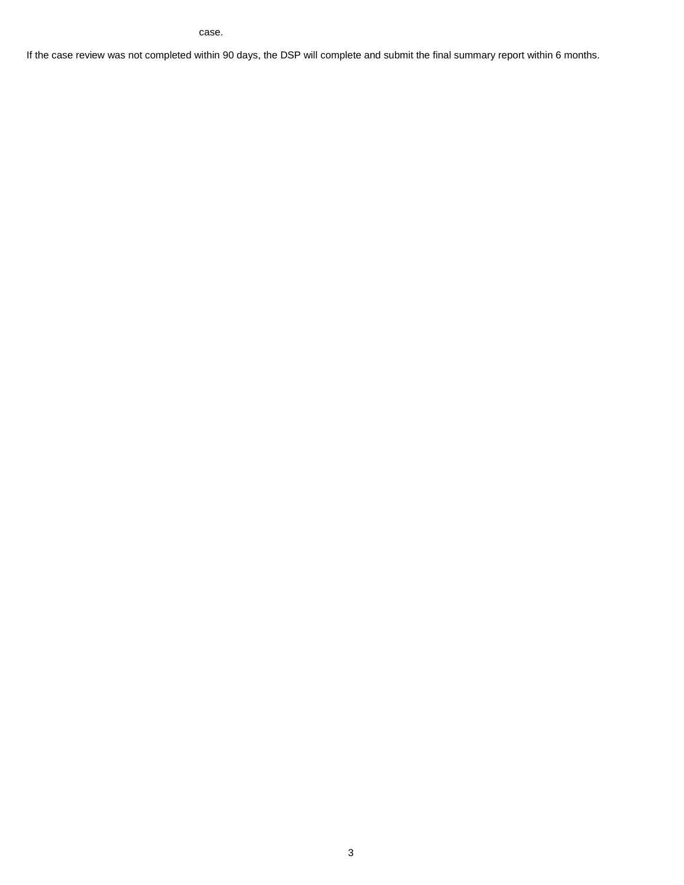case.

If the case review was not completed within 90 days, the DSP will complete and submit the final summary report within 6 months.